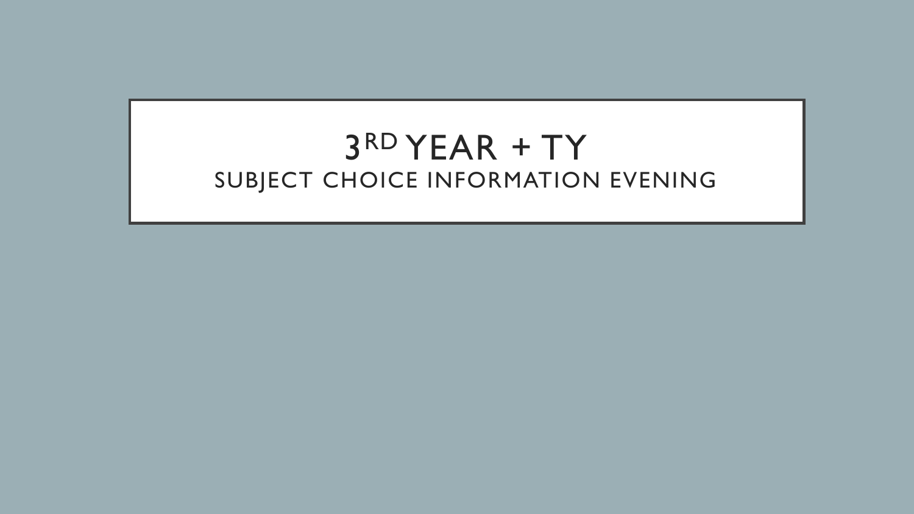# 3rd YEAR + TY

## SUBJECT CHOICE INFORMATION EVENING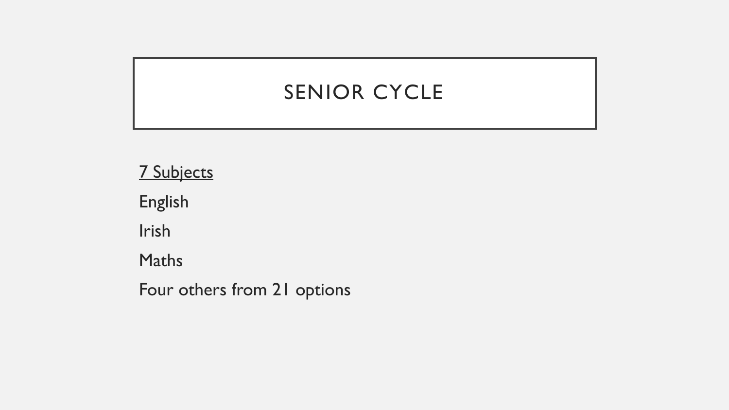# SENIOR CYCLE

<u>7 Subjects</u>

English

Irish

Maths

Four others from 21 options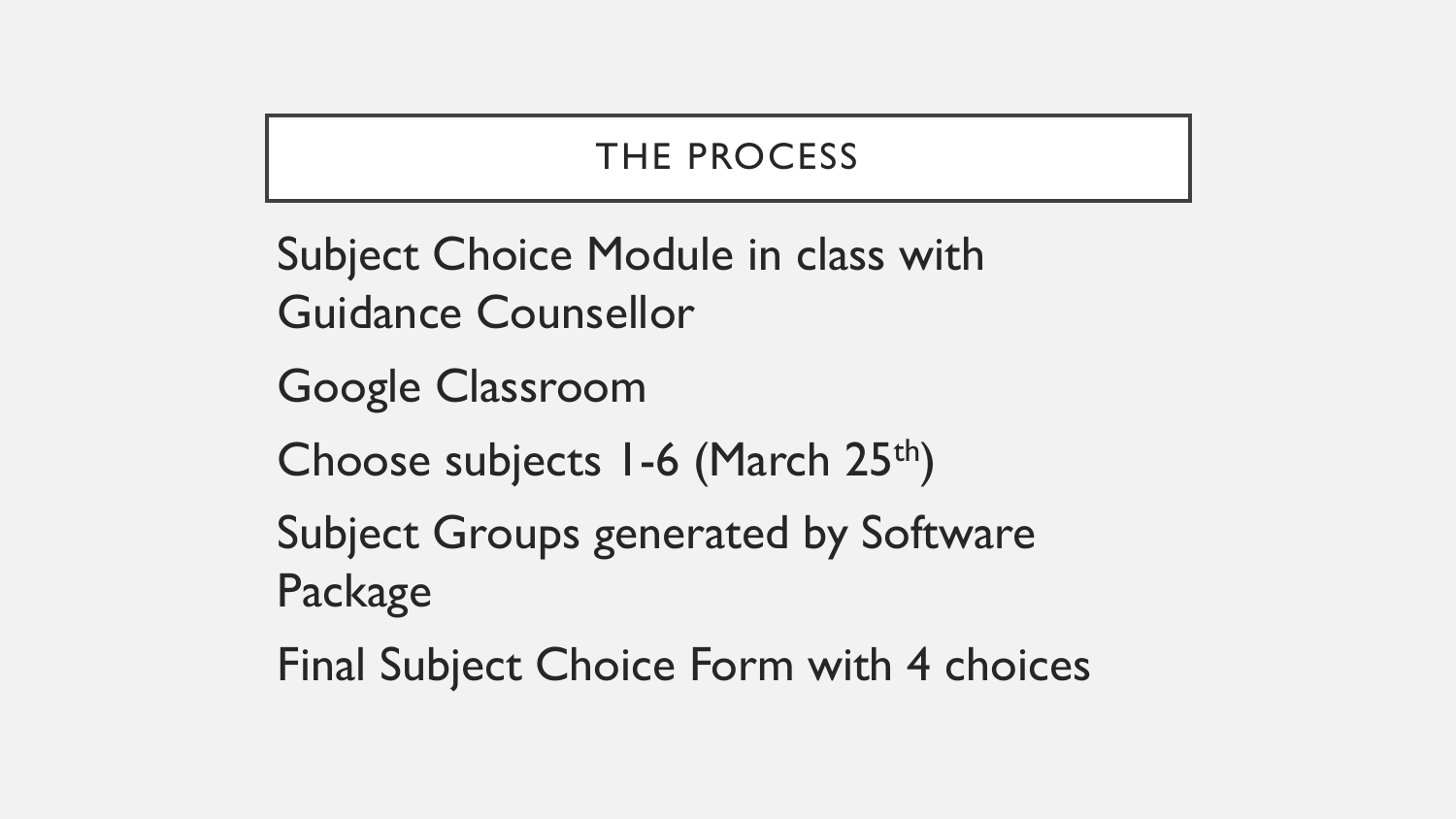# THE PROCESS

Subject Choice Module in class with Guidance Counsellor

Google Classroom

Choose subjects 1-6 (March 25th)

Subject Groups generated by Software Package

Final Subject Choice Form with 4 choices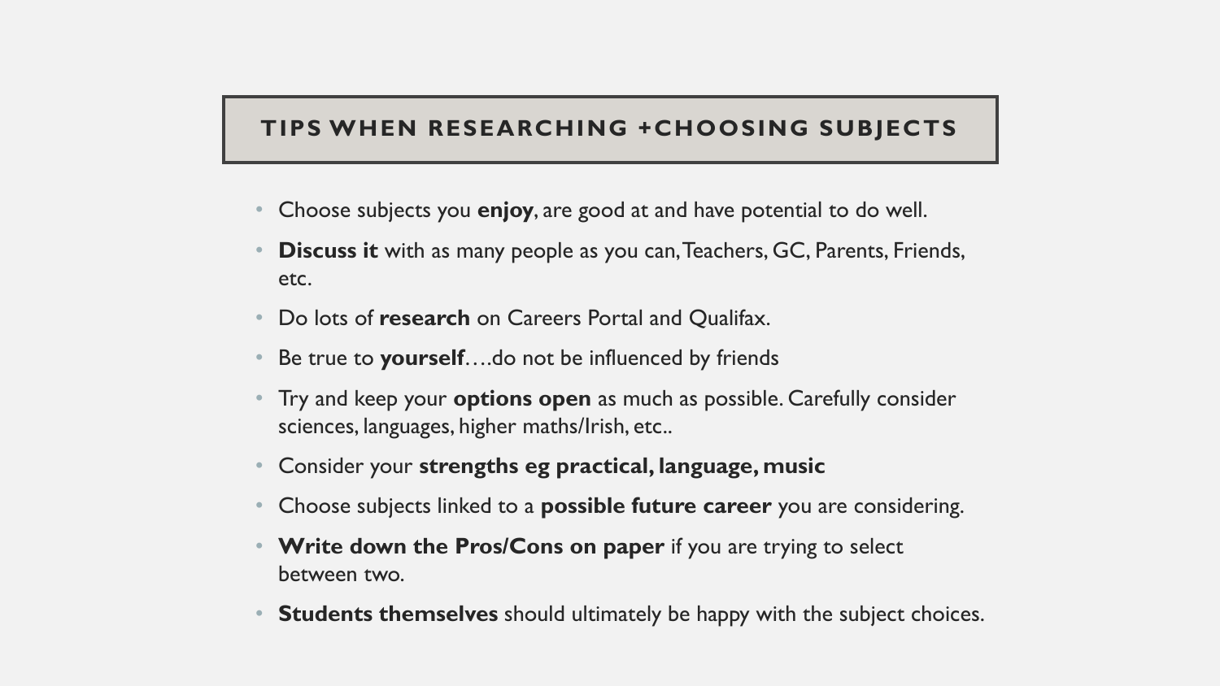## TIPS WHEN RESEARCHING +CHOOSING SUBJECTS

- Choose subjects you **enjoy**, are good at and have potential to do well.
- **Discuss it** with as many people as you can, Teachers, GC, Parents, Friends, etc.
- Do lots of **research** on Careers Portal and Qualifax.
- Be true to **yourself**….do not be influenced by friends
- Try and keep your **options open** as much as possible. Carefully consider sciences, languages, higher maths/Irish, etc..
- Consider your **strengths eg practical, language, music**
- Choose subjects linked to a **possible future career** you are considering.
- **Write down the Pros/Cons on paper** if you are trying to select between two.
- **Students themselves** should ultimately be happy with the subject choices.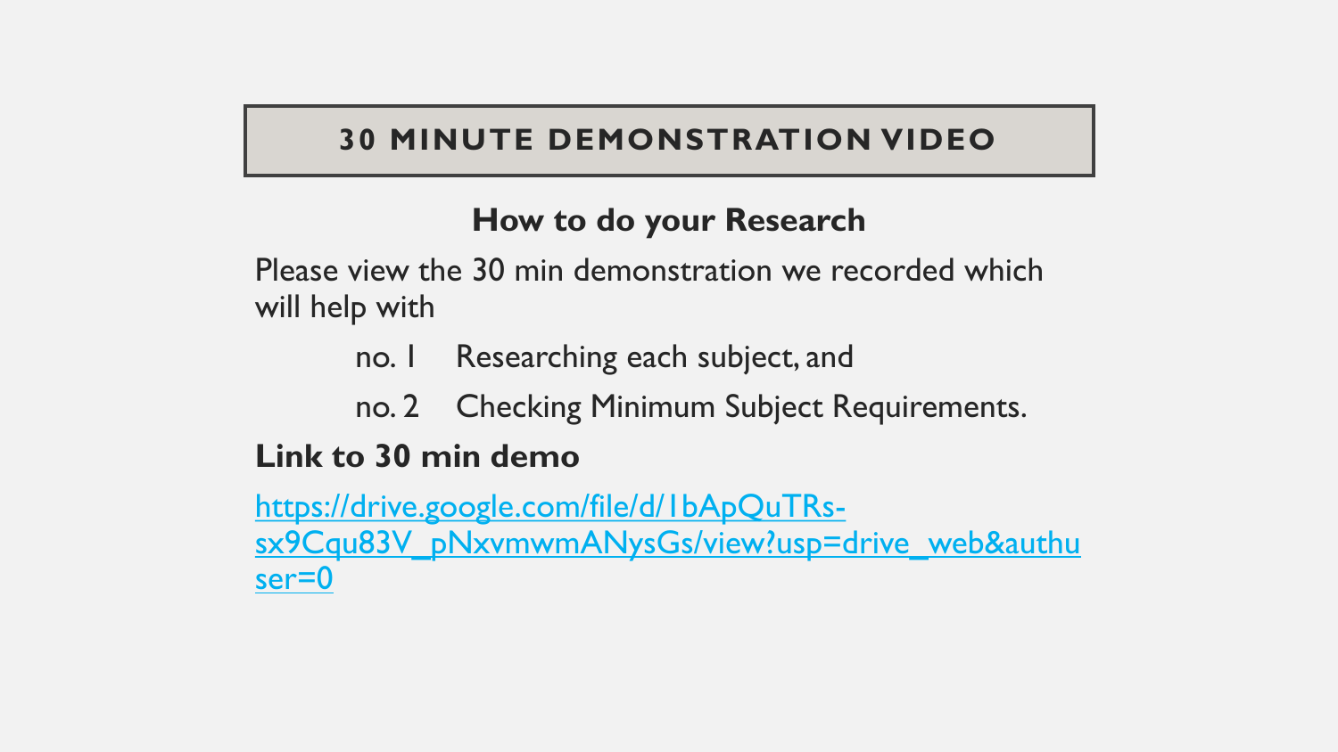## 30 MINUTE DEMONSTRATION VIDEO

**How to do your Research**

Please view the 30 min demonstration we recorded which will help with

- no. 1 Researching each subject, and
- no. 2 Checking Minimum Subject Requirements.

**Link to 30 min demo**

https://drive.google.com/file/d/1bApQuTRs-sx9Cqu83V_pNxvmwmANysGs/view?usp=drive_web&authuser=0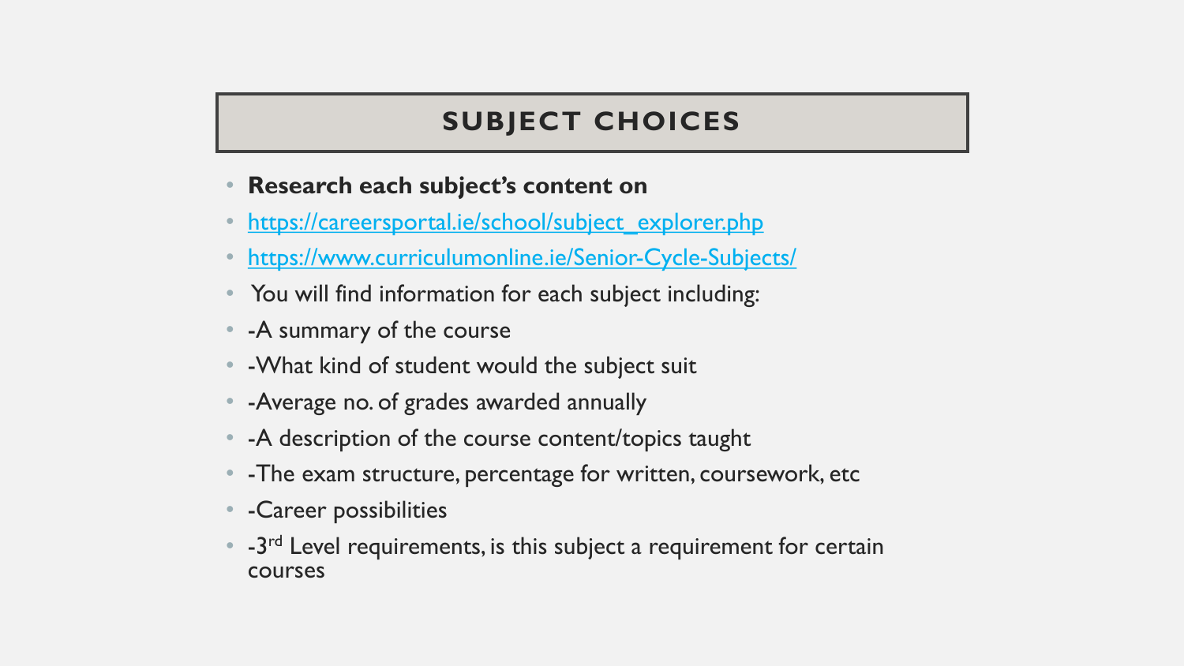## SUBJECT CHOICES

- **Research each subject's content on**
- https://careersportal.ie/school/subject_explorer.php
- https://www.curriculumonline.ie/Senior-Cycle-Subjects/
- You will find information for each subject including:
- -A summary of the course
- -What kind of student would the subject suit
- -Average no. of grades awarded annually
- -A description of the course content/topics taught
- -The exam structure, percentage for written, coursework, etc
- -Career possibilities
- -3rd Level requirements, is this subject a requirement for certain courses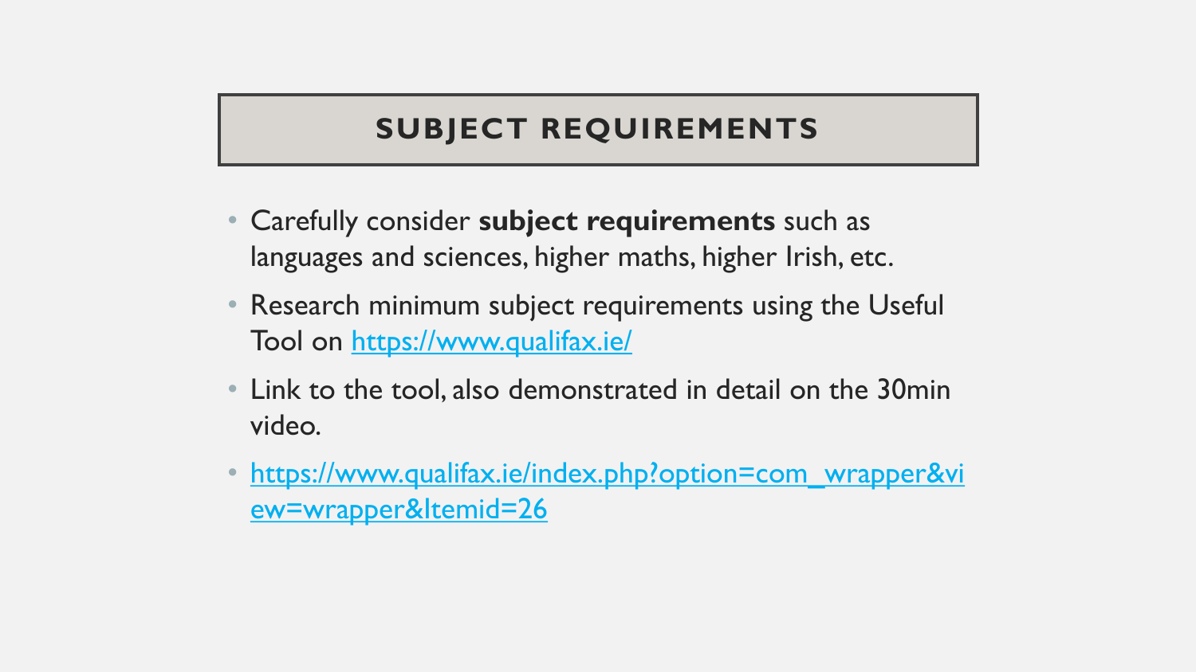## SUBJECT REQUIREMENTS

- Carefully consider **subject requirements** such as languages and sciences, higher maths, higher Irish, etc.
- Research minimum subject requirements using the Useful Tool on https://www.qualifax.ie/
- Link to the tool, also demonstrated in detail on the 30min video.
- https://www.qualifax.ie/index.php?option=com_wrapper&view=wrapper&Itemid=26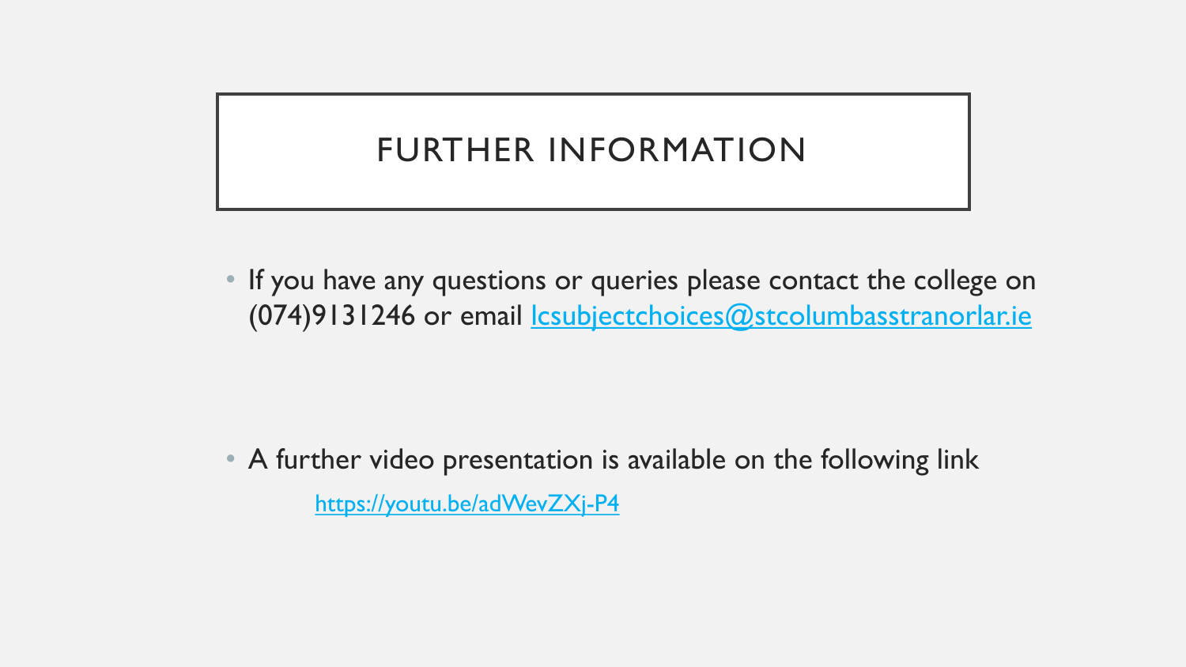# FURTHER INFORMATION

- If you have any questions or queries please contact the college on (074)9131246 or email lcsubjectchoices@stcolumbasstranorlar.ie

- A further video presentation is available on the following link

  https://youtu.be/adWevZXj-P4